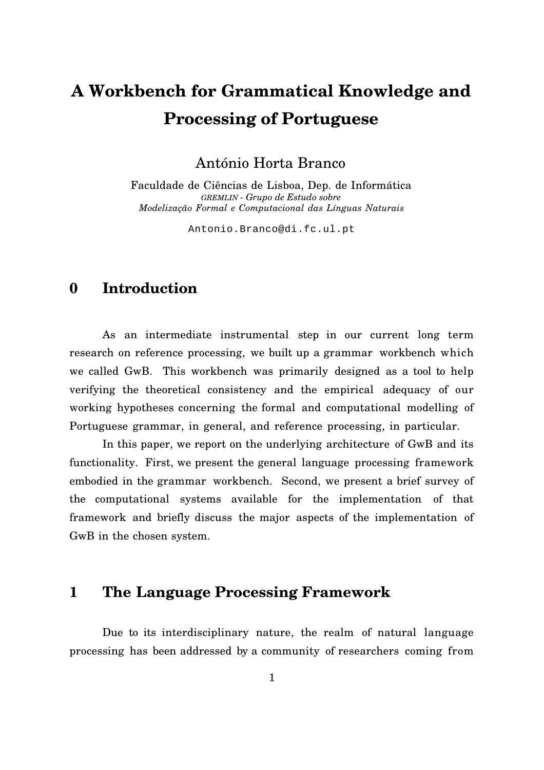# A Workbench for Grammatical Knowledge and Processing of Portuguese

António Horta Branco

Faculdade de Ciências de Lisboa, Dep. de Informática
*GREMLIN - Grupo de Estudo sobre Modelização Formal e Computacional das Línguas Naturais*

Antonio.Branco@di.fc.ul.pt

## 0 Introduction

As an intermediate instrumental step in our current long term research on reference processing, we built up a grammar workbench which we called GwB. This workbench was primarily designed as a tool to help verifying the theoretical consistency and the empirical adequacy of our working hypotheses concerning the formal and computational modelling of Portuguese grammar, in general, and reference processing, in particular.

In this paper, we report on the underlying architecture of GwB and its functionality. First, we present the general language processing framework embodied in the grammar workbench. Second, we present a brief survey of the computational systems available for the implementation of that framework and briefly discuss the major aspects of the implementation of GwB in the chosen system.

## 1 The Language Processing Framework

Due to its interdisciplinary nature, the realm of natural language processing has been addressed by a community of researchers coming from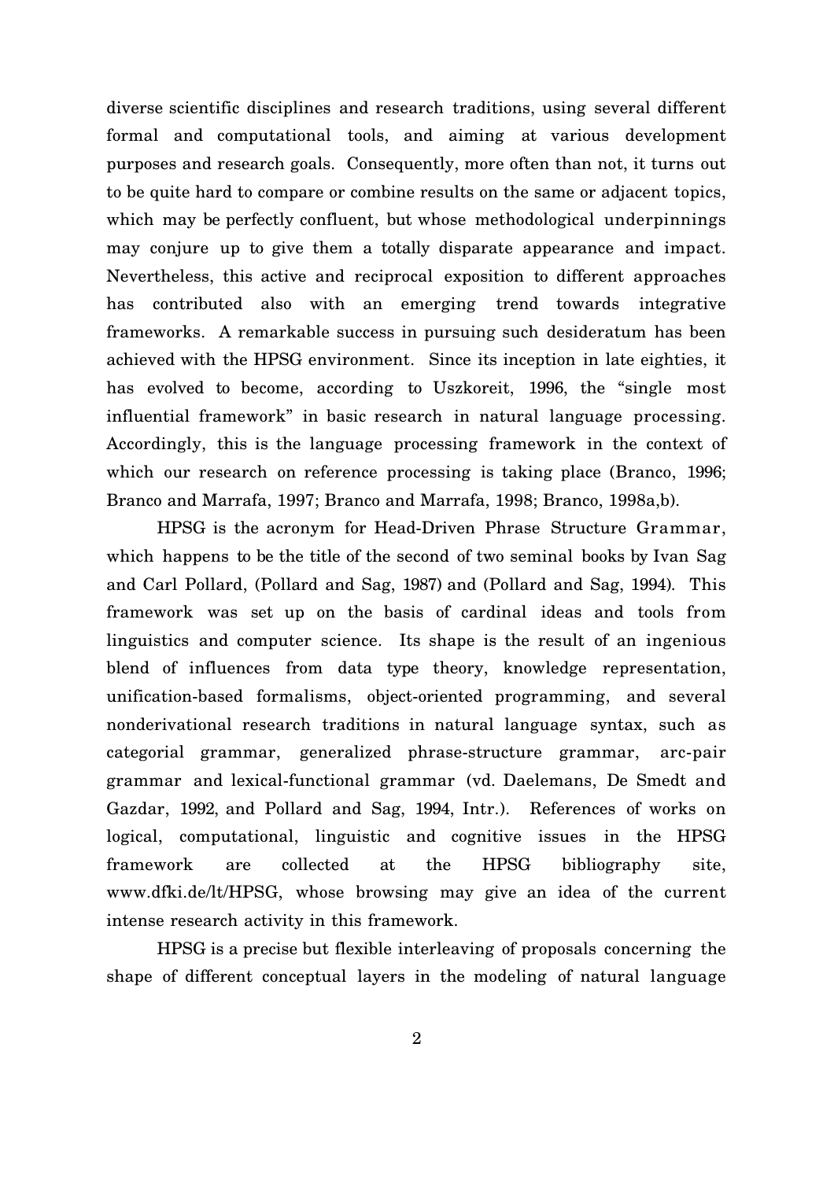diverse scientific disciplines and research traditions, using several different formal and computational tools, and aiming at various development purposes and research goals. Consequently, more often than not, it turns out to be quite hard to compare or combine results on the same or adjacent topics, which may be perfectly confluent, but whose methodological underpinnings may conjure up to give them a totally disparate appearance and impact. Nevertheless, this active and reciprocal exposition to different approaches has contributed also with an emerging trend towards integrative frameworks. A remarkable success in pursuing such desideratum has been achieved with the HPSG environment. Since its inception in late eighties, it has evolved to become, according to Uszkoreit, 1996, the "single most influential framework" in basic research in natural language processing. Accordingly, this is the language processing framework in the context of which our research on reference processing is taking place (Branco, 1996; Branco and Marrafa, 1997; Branco and Marrafa, 1998; Branco, 1998a,b).

HPSG is the acronym for Head-Driven Phrase Structure Grammar, which happens to be the title of the second of two seminal books by Ivan Sag and Carl Pollard, (Pollard and Sag, 1987) and (Pollard and Sag, 1994). This framework was set up on the basis of cardinal ideas and tools from linguistics and computer science. Its shape is the result of an ingenious blend of influences from data type theory, knowledge representation, unification-based formalisms, object-oriented programming, and several nonderivational research traditions in natural language syntax, such as categorial grammar, generalized phrase-structure grammar, arc-pair grammar and lexical-functional grammar (vd. Daelemans, De Smedt and Gazdar, 1992, and Pollard and Sag, 1994, Intr.). References of works on logical, computational, linguistic and cognitive issues in the HPSG framework are collected at the HPSG bibliography site, www.dfki.de/lt/HPSG, whose browsing may give an idea of the current intense research activity in this framework.

HPSG is a precise but flexible interleaving of proposals concerning the shape of different conceptual layers in the modeling of natural language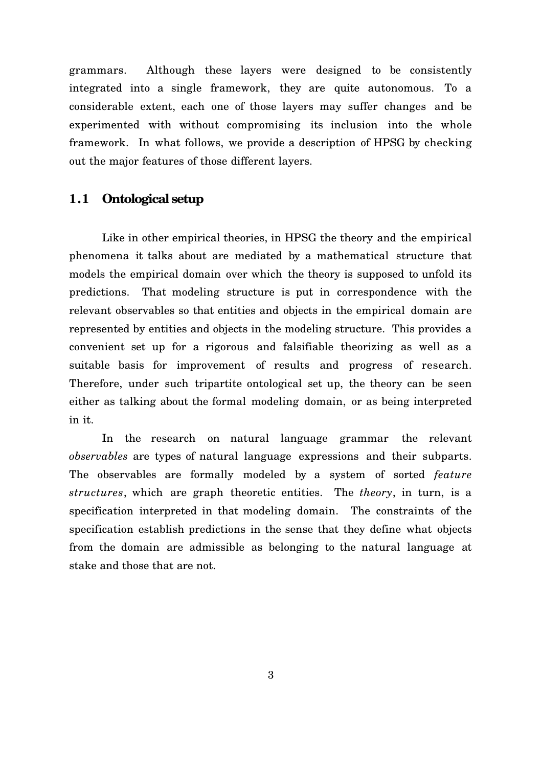grammars. Although these layers were designed to be consistently integrated into a single framework, they are quite autonomous. To a considerable extent, each one of those layers may suffer changes and be experimented with without compromising its inclusion into the whole framework. In what follows, we provide a description of HPSG by checking out the major features of those different layers.

## 1.1 Ontological setup

Like in other empirical theories, in HPSG the theory and the empirical phenomena it talks about are mediated by a mathematical structure that models the empirical domain over which the theory is supposed to unfold its predictions. That modeling structure is put in correspondence with the relevant observables so that entities and objects in the empirical domain are represented by entities and objects in the modeling structure. This provides a convenient set up for a rigorous and falsifiable theorizing as well as a suitable basis for improvement of results and progress of research. Therefore, under such tripartite ontological set up, the theory can be seen either as talking about the formal modeling domain, or as being interpreted in it.

In the research on natural language grammar the relevant *observables* are types of natural language expressions and their subparts. The observables are formally modeled by a system of sorted *feature structures*, which are graph theoretic entities. The *theory*, in turn, is a specification interpreted in that modeling domain. The constraints of the specification establish predictions in the sense that they define what objects from the domain are admissible as belonging to the natural language at stake and those that are not.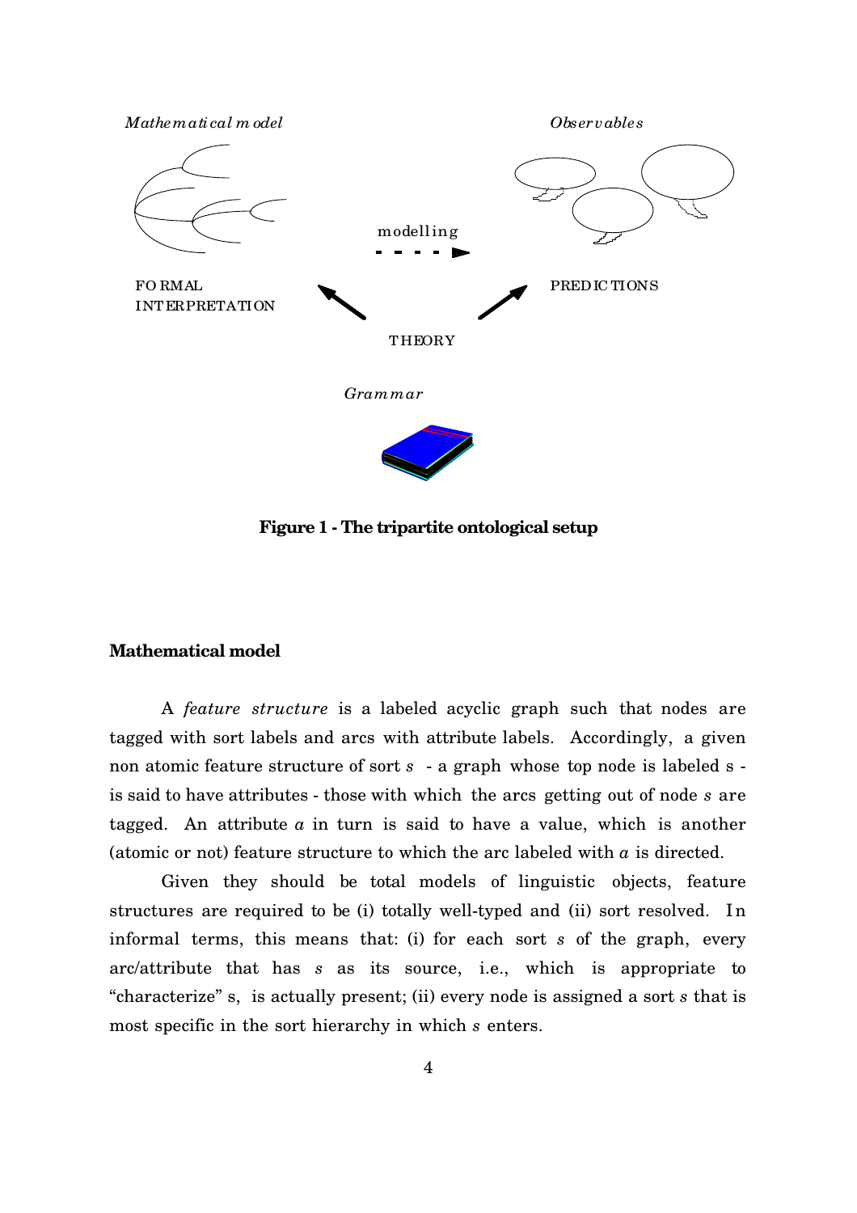*Mathematical model*

*Observables*

modelling

FORMAL INTERPRETATION

PREDICTIONS

THEORY

*Grammar*

**Figure 1 - The tripartite ontological setup**

**Mathematical model**

A *feature structure* is a labeled acyclic graph such that nodes are tagged with sort labels and arcs with attribute labels. Accordingly, a given non atomic feature structure of sort *s* - a graph whose top node is labeled s - is said to have attributes - those with which the arcs getting out of node *s* are tagged. An attribute *a* in turn is said to have a value, which is another (atomic or not) feature structure to which the arc labeled with *a* is directed.

Given they should be total models of linguistic objects, feature structures are required to be (i) totally well-typed and (ii) sort resolved. In informal terms, this means that: (i) for each sort *s* of the graph, every arc/attribute that has *s* as its source, i.e., which is appropriate to "characterize" s, is actually present; (ii) every node is assigned a sort *s* that is most specific in the sort hierarchy in which *s* enters.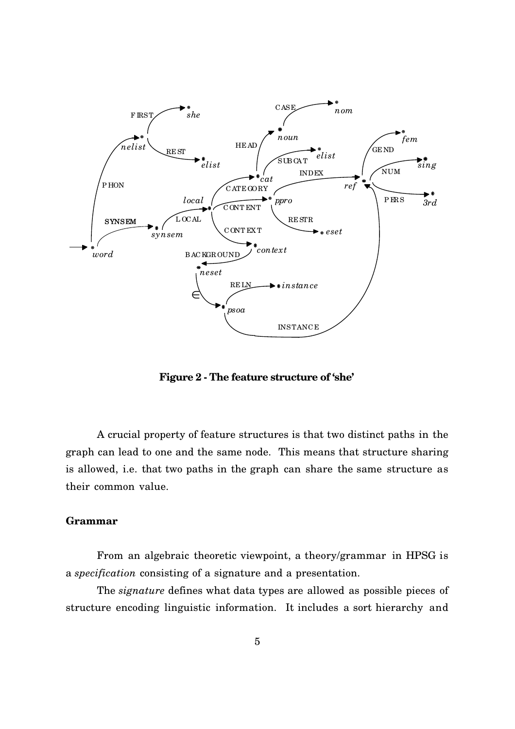**Figure 2 - The feature structure of 'she'**

A crucial property of feature structures is that two distinct paths in the graph can lead to one and the same node. This means that structure sharing is allowed, i.e. that two paths in the graph can share the same structure as their common value.

**Grammar**

From an algebraic theoretic viewpoint, a theory/grammar in HPSG is a *specification* consisting of a signature and a presentation.

The *signature* defines what data types are allowed as possible pieces of structure encoding linguistic information. It includes a sort hierarchy and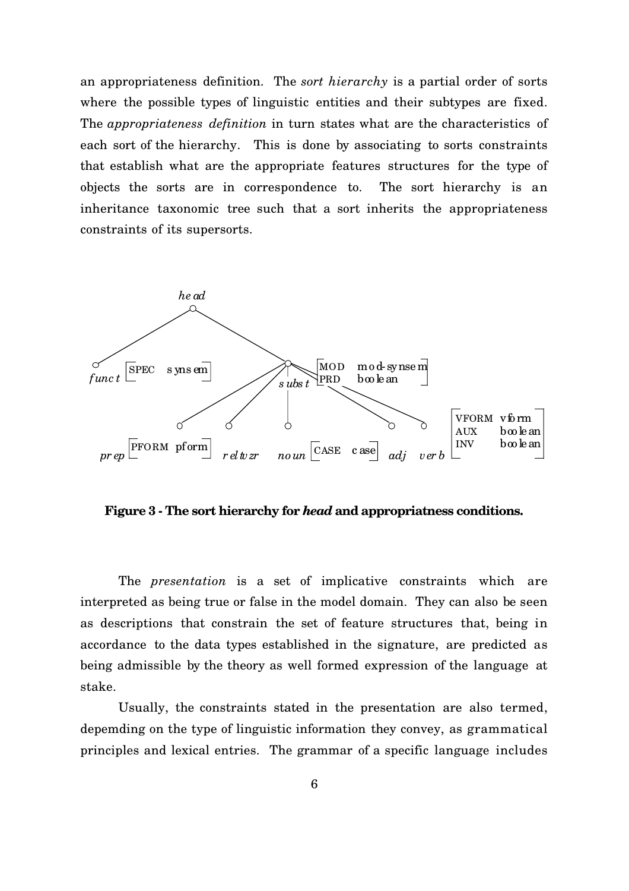an appropriateness definition. The *sort hierarchy* is a partial order of sorts where the possible types of linguistic entities and their subtypes are fixed. The *appropriateness definition* in turn states what are the characteristics of each sort of the hierarchy. This is done by associating to sorts constraints that establish what are the appropriate features structures for the type of objects the sorts are in correspondence to. The sort hierarchy is an inheritance taxonomic tree such that a sort inherits the appropriateness constraints of its supersorts.

**Figure 3 - The sort hierarchy for *head* and appropriatness conditions.**

The *presentation* is a set of implicative constraints which are interpreted as being true or false in the model domain. They can also be seen as descriptions that constrain the set of feature structures that, being in accordance to the data types established in the signature, are predicted as being admissible by the theory as well formed expression of the language at stake.

Usually, the constraints stated in the presentation are also termed, depemding on the type of linguistic information they convey, as grammatical principles and lexical entries. The grammar of a specific language includes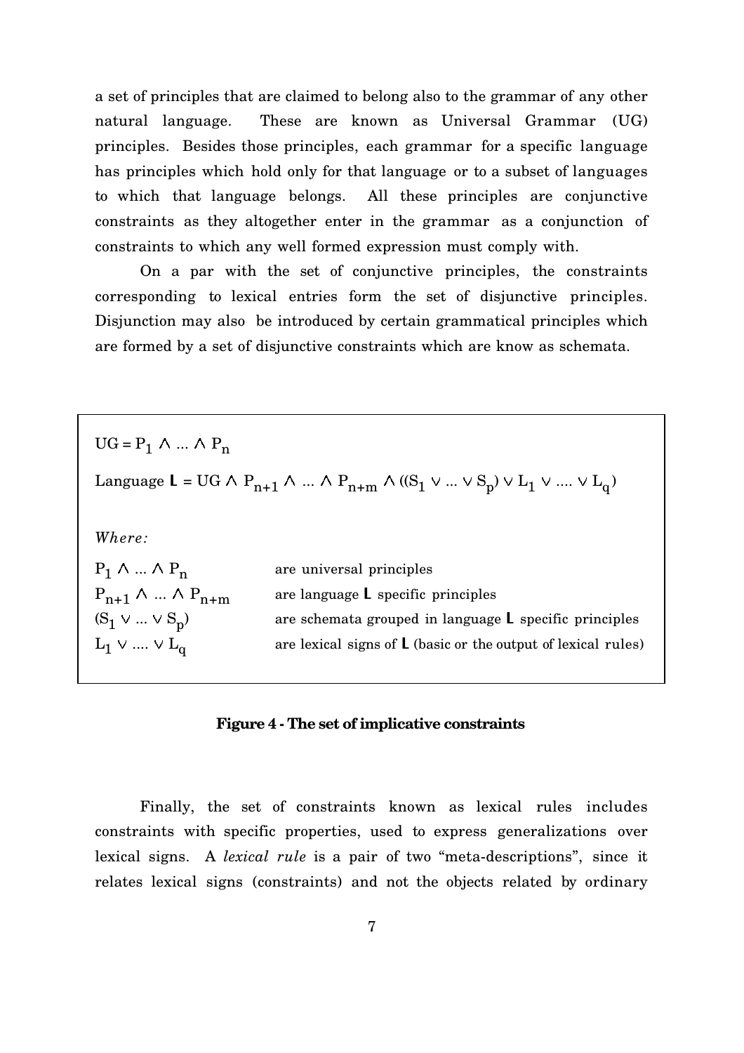a set of principles that are claimed to belong also to the grammar of any other natural language. These are known as Universal Grammar (UG) principles. Besides those principles, each grammar for a specific language has principles which hold only for that language or to a subset of languages to which that language belongs. All these principles are conjunctive constraints as they altogether enter in the grammar as a conjunction of constraints to which any well formed expression must comply with.

On a par with the set of conjunctive principles, the constraints corresponding to lexical entries form the set of disjunctive principles. Disjunction may also be introduced by certain grammatical principles which are formed by a set of disjunctive constraints which are know as schemata.

$UG = P_1 \wedge \ldots \wedge P_n$

Language $\mathbf{L} = UG \wedge P_{n+1} \wedge \ldots \wedge P_{n+m} \wedge ((S_1 \vee \ldots \vee S_p) \vee L_1 \vee \ldots\ldots \vee L_q)$

*Where:*

| | |
|---|---|
| $P_1 \wedge \ldots \wedge P_n$ | are universal principles |
| $P_{n+1} \wedge \ldots \wedge P_{n+m}$ | are language **L** specific principles |
| $(S_1 \vee \ldots \vee S_p)$ | are schemata grouped in language **L** specific principles |
| $L_1 \vee \ldots\ldots \vee L_q$ | are lexical signs of **L** (basic or the output of lexical rules) |

**Figure 4 - The set of implicative constraints**

Finally, the set of constraints known as lexical rules includes constraints with specific properties, used to express generalizations over lexical signs. A *lexical rule* is a pair of two "meta-descriptions", since it relates lexical signs (constraints) and not the objects related by ordinary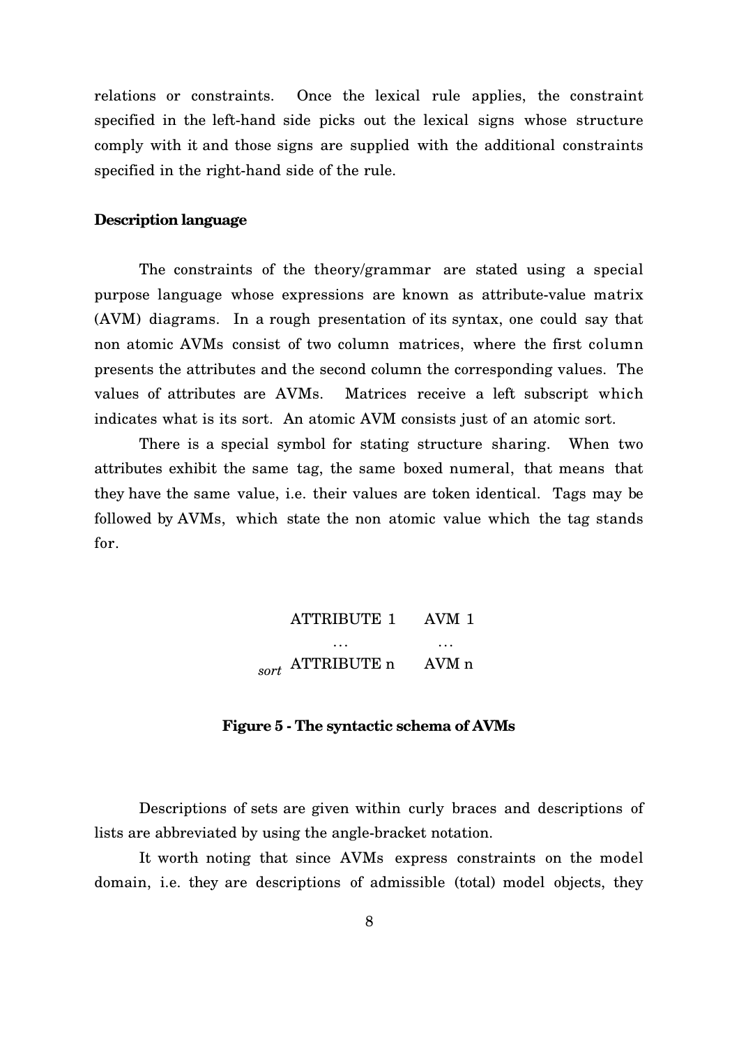relations or constraints. Once the lexical rule applies, the constraint specified in the left-hand side picks out the lexical signs whose structure comply with it and those signs are supplied with the additional constraints specified in the right-hand side of the rule.

**Description language**

The constraints of the theory/grammar are stated using a special purpose language whose expressions are known as attribute-value matrix (AVM) diagrams. In a rough presentation of its syntax, one could say that non atomic AVMs consist of two column matrices, where the first column presents the attributes and the second column the corresponding values. The values of attributes are AVMs. Matrices receive a left subscript which indicates what is its sort. An atomic AVM consists just of an atomic sort.

There is a special symbol for stating structure sharing. When two attributes exhibit the same tag, the same boxed numeral, that means that they have the same value, i.e. their values are token identical. Tags may be followed by AVMs, which state the non atomic value which the tag stands for.

$$
{}_{sort}\begin{bmatrix} \text{ATTRIBUTE 1} & \text{AVM 1} \\ \ldots & \ldots \\ \text{ATTRIBUTE n} & \text{AVM n} \end{bmatrix}
$$

**Figure 5 - The syntactic schema of AVMs**

Descriptions of sets are given within curly braces and descriptions of lists are abbreviated by using the angle-bracket notation.

It worth noting that since AVMs express constraints on the model domain, i.e. they are descriptions of admissible (total) model objects, they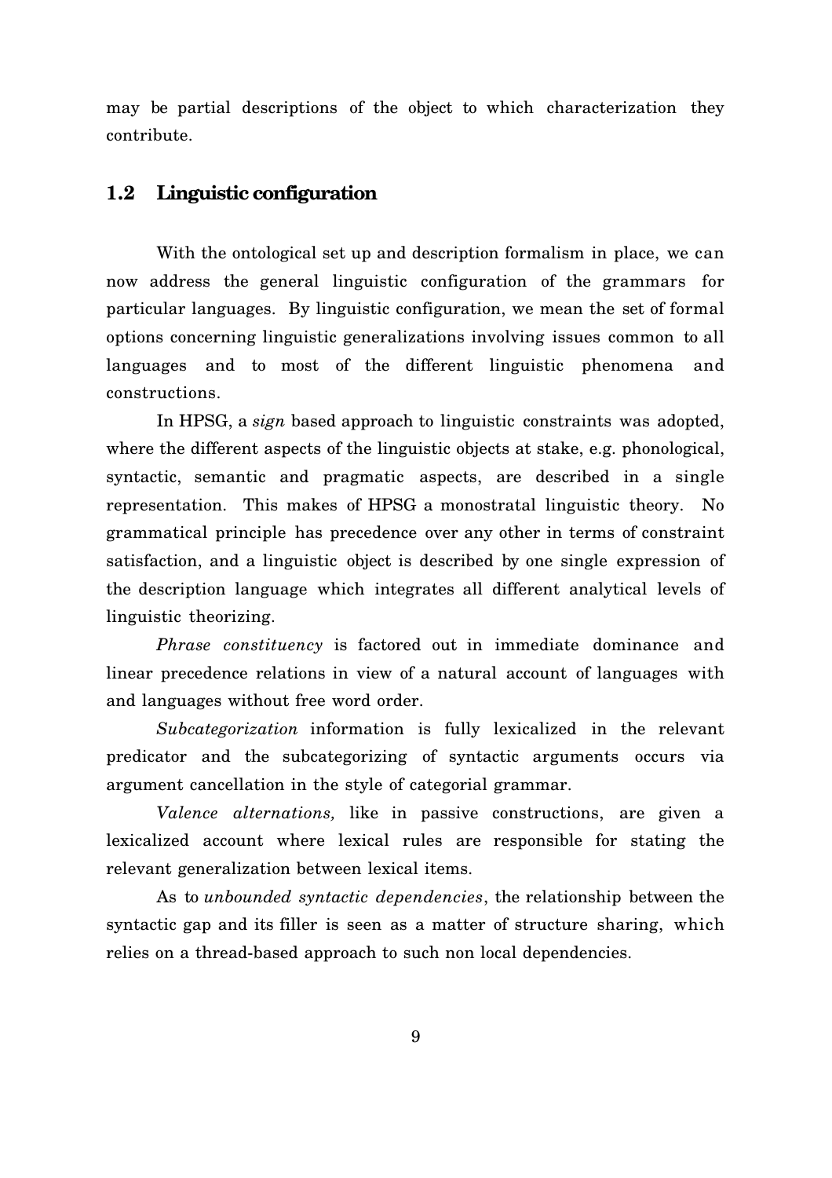may be partial descriptions of the object to which characterization they contribute.

## 1.2 Linguistic configuration

With the ontological set up and description formalism in place, we can now address the general linguistic configuration of the grammars for particular languages. By linguistic configuration, we mean the set of formal options concerning linguistic generalizations involving issues common to all languages and to most of the different linguistic phenomena and constructions.

In HPSG, a *sign* based approach to linguistic constraints was adopted, where the different aspects of the linguistic objects at stake, e.g. phonological, syntactic, semantic and pragmatic aspects, are described in a single representation. This makes of HPSG a monostratal linguistic theory. No grammatical principle has precedence over any other in terms of constraint satisfaction, and a linguistic object is described by one single expression of the description language which integrates all different analytical levels of linguistic theorizing.

*Phrase constituency* is factored out in immediate dominance and linear precedence relations in view of a natural account of languages with and languages without free word order.

*Subcategorization* information is fully lexicalized in the relevant predicator and the subcategorizing of syntactic arguments occurs via argument cancellation in the style of categorial grammar.

*Valence alternations,* like in passive constructions, are given a lexicalized account where lexical rules are responsible for stating the relevant generalization between lexical items.

As to *unbounded syntactic dependencies*, the relationship between the syntactic gap and its filler is seen as a matter of structure sharing, which relies on a thread-based approach to such non local dependencies.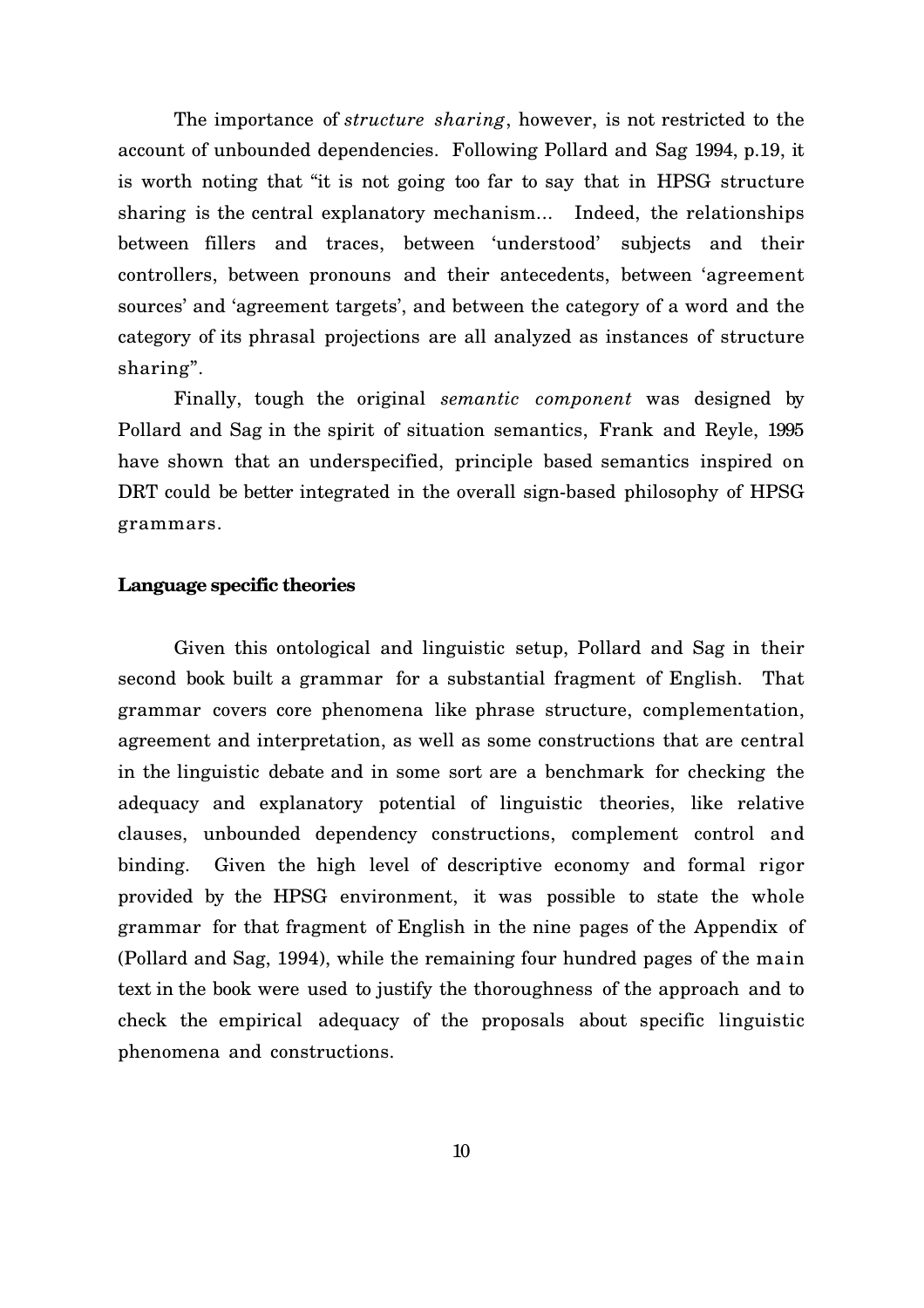The importance of *structure sharing*, however, is not restricted to the account of unbounded dependencies. Following Pollard and Sag 1994, p.19, it is worth noting that "it is not going too far to say that in HPSG structure sharing is the central explanatory mechanism... Indeed, the relationships between fillers and traces, between 'understood' subjects and their controllers, between pronouns and their antecedents, between 'agreement sources' and 'agreement targets', and between the category of a word and the category of its phrasal projections are all analyzed as instances of structure sharing".

Finally, tough the original *semantic component* was designed by Pollard and Sag in the spirit of situation semantics, Frank and Reyle, 1995 have shown that an underspecified, principle based semantics inspired on DRT could be better integrated in the overall sign-based philosophy of HPSG grammars.

**Language specific theories**

Given this ontological and linguistic setup, Pollard and Sag in their second book built a grammar for a substantial fragment of English. That grammar covers core phenomena like phrase structure, complementation, agreement and interpretation, as well as some constructions that are central in the linguistic debate and in some sort are a benchmark for checking the adequacy and explanatory potential of linguistic theories, like relative clauses, unbounded dependency constructions, complement control and binding. Given the high level of descriptive economy and formal rigor provided by the HPSG environment, it was possible to state the whole grammar for that fragment of English in the nine pages of the Appendix of (Pollard and Sag, 1994), while the remaining four hundred pages of the main text in the book were used to justify the thoroughness of the approach and to check the empirical adequacy of the proposals about specific linguistic phenomena and constructions.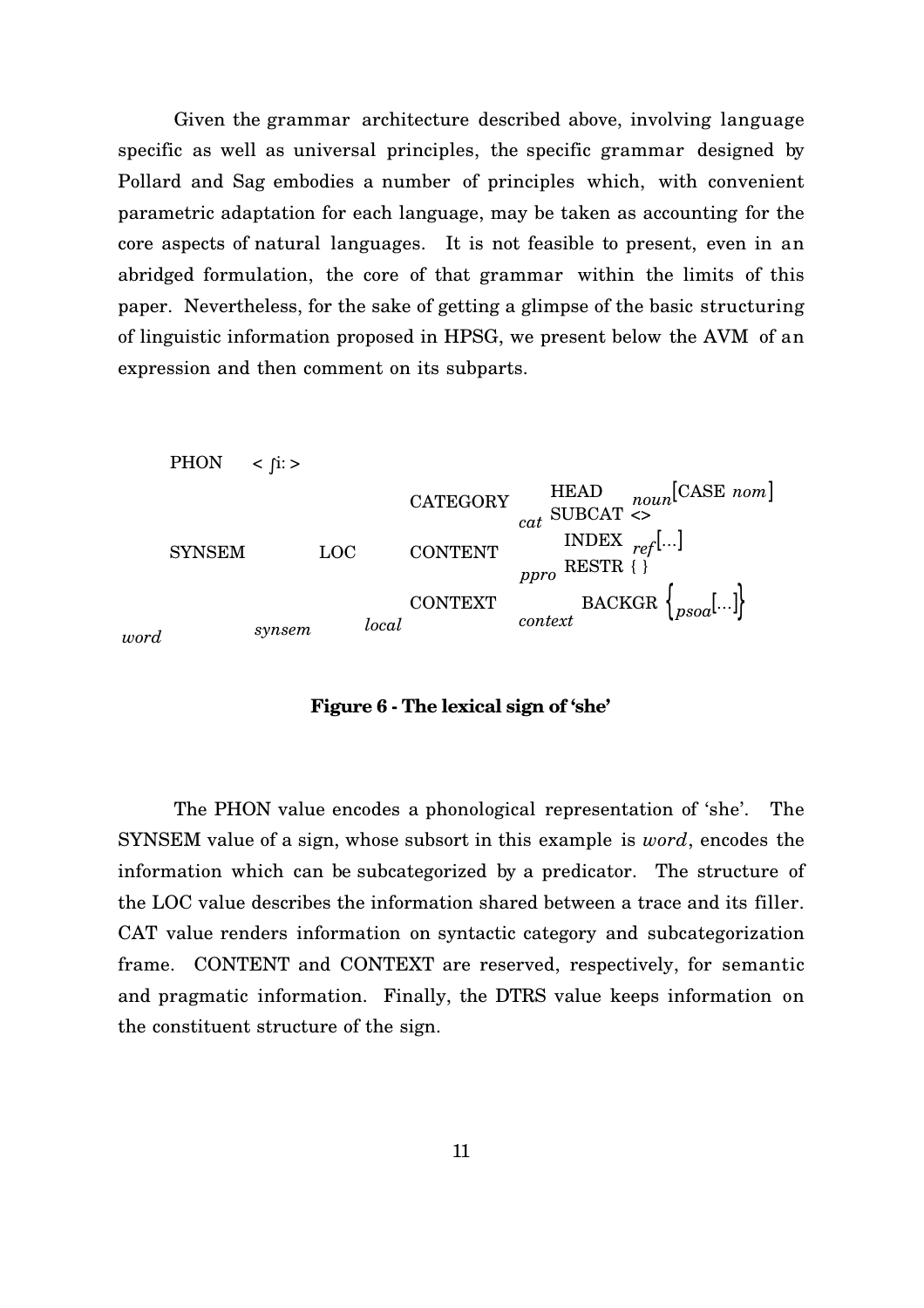Given the grammar architecture described above, involving language specific as well as universal principles, the specific grammar designed by Pollard and Sag embodies a number of principles which, with convenient parametric adaptation for each language, may be taken as accounting for the core aspects of natural languages. It is not feasible to present, even in an abridged formulation, the core of that grammar within the limits of this paper. Nevertheless, for the sake of getting a glimpse of the basic structuring of linguistic information proposed in HPSG, we present below the AVM of an expression and then comment on its subparts.

```
        PHON     < ʃi: >
                                  CATEGORY    HEAD    noun[CASE nom]
                                          cat SUBCAT <>
        SYNSEM         LOC        CONTENT     INDEX  ref[...]
                                         ppro RESTR { }
                                  CONTEXT          BACKGR { psoa[...] }
                                         context
word            synsem       local
```

**Figure 6 - The lexical sign of 'she'**

The PHON value encodes a phonological representation of 'she'. The SYNSEM value of a sign, whose subsort in this example is *word*, encodes the information which can be subcategorized by a predicator. The structure of the LOC value describes the information shared between a trace and its filler. CAT value renders information on syntactic category and subcategorization frame. CONTENT and CONTEXT are reserved, respectively, for semantic and pragmatic information. Finally, the DTRS value keeps information on the constituent structure of the sign.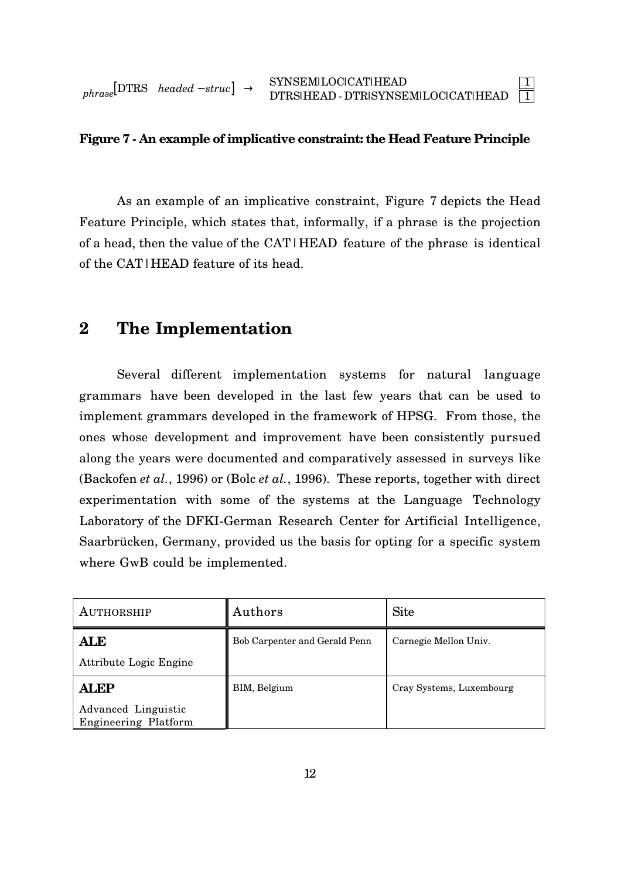$$_{phrase}[\text{DTRS} \quad headed-struc] \rightarrow \begin{bmatrix} \text{SYNSEM|LOC|CAT|HEAD} & \boxed{1} \\ \text{DTRS|HEAD-DTR|SYNSEM|LOC|CAT|HEAD} & \boxed{1} \end{bmatrix}$$

**Figure 7 - An example of implicative constraint: the Head Feature Principle**

As an example of an implicative constraint, Figure 7 depicts the Head Feature Principle, which states that, informally, if a phrase is the projection of a head, then the value of the CAT | HEAD feature of the phrase is identical of the CAT | HEAD feature of its head.

## 2 The Implementation

Several different implementation systems for natural language grammars have been developed in the last few years that can be used to implement grammars developed in the framework of HPSG. From those, the ones whose development and improvement have been consistently pursued along the years were documented and comparatively assessed in surveys like (Backofen *et al.*, 1996) or (Bolc *et al.*, 1996). These reports, together with direct experimentation with some of the systems at the Language Technology Laboratory of the DFKI-German Research Center for Artificial Intelligence, Saarbrücken, Germany, provided us the basis for opting for a specific system where GwB could be implemented.

| AUTHORSHIP | Authors | Site |
| --- | --- | --- |
| **ALE** Attribute Logic Engine | Bob Carpenter and Gerald Penn | Carnegie Mellon Univ. |
| **ALEP** Advanced Linguistic Engineering Platform | BIM, Belgium | Cray Systems, Luxembourg |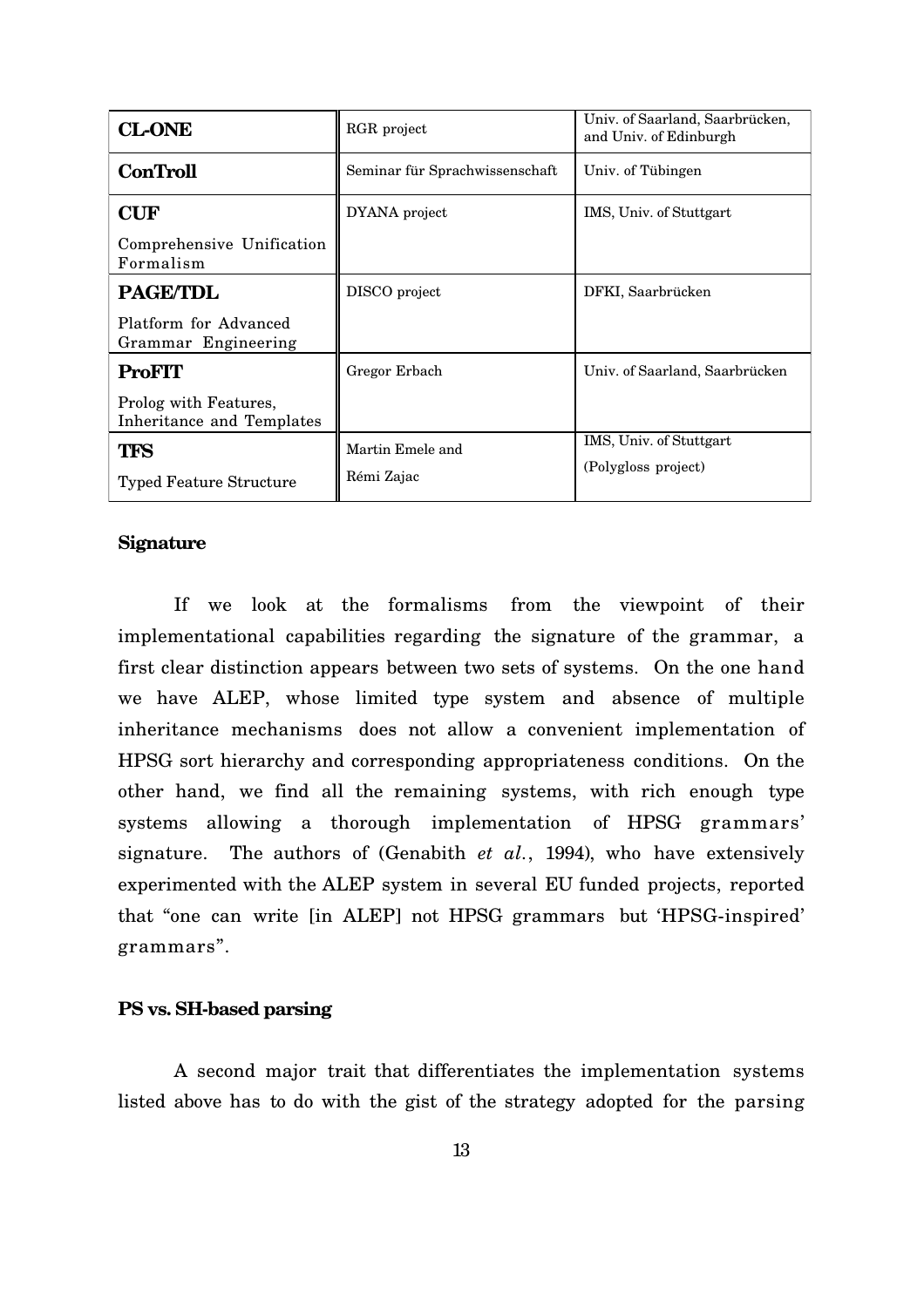| | | |
|---|---|---|
| **CL-ONE** | RGR project | Univ. of Saarland, Saarbrücken, and Univ. of Edinburgh |
| **ConTroll** | Seminar für Sprachwissenschaft | Univ. of Tübingen |
| **CUF**<br>Comprehensive Unification Formalism | DYANA project | IMS, Univ. of Stuttgart |
| **PAGE/TDL**<br>Platform for Advanced Grammar Engineering | DISCO project | DFKI, Saarbrücken |
| **ProFIT**<br>Prolog with Features, Inheritance and Templates | Gregor Erbach | Univ. of Saarland, Saarbrücken |
| **TFS**<br>Typed Feature Structure | Martin Emele and Rémi Zajac | IMS, Univ. of Stuttgart (Polygloss project) |

**Signature**

If we look at the formalisms from the viewpoint of their implementational capabilities regarding the signature of the grammar, a first clear distinction appears between two sets of systems. On the one hand we have ALEP, whose limited type system and absence of multiple inheritance mechanisms does not allow a convenient implementation of HPSG sort hierarchy and corresponding appropriateness conditions. On the other hand, we find all the remaining systems, with rich enough type systems allowing a thorough implementation of HPSG grammars' signature. The authors of (Genabith *et al.*, 1994), who have extensively experimented with the ALEP system in several EU funded projects, reported that "one can write [in ALEP] not HPSG grammars but 'HPSG-inspired' grammars".

**PS vs. SH-based parsing**

A second major trait that differentiates the implementation systems listed above has to do with the gist of the strategy adopted for the parsing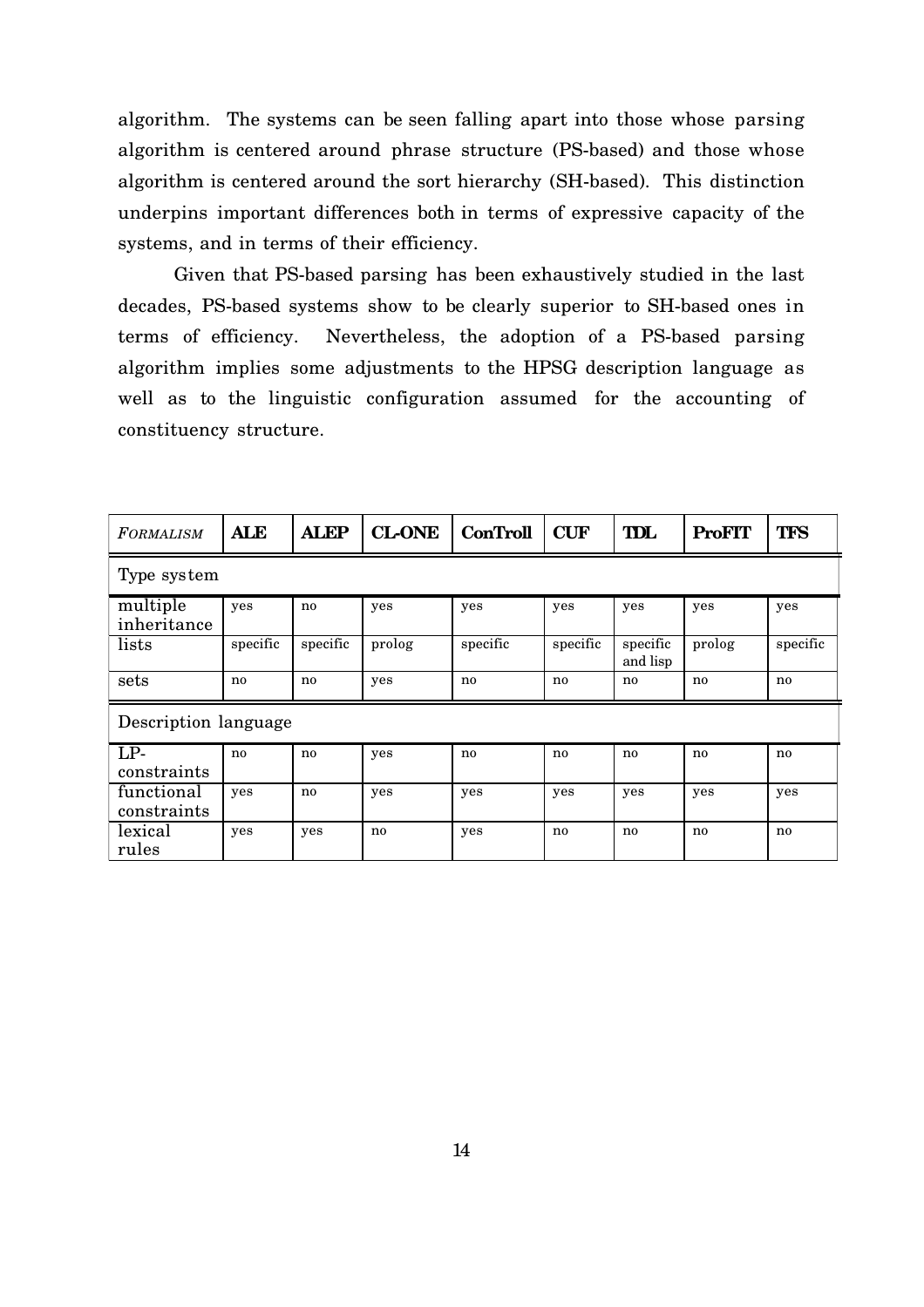algorithm. The systems can be seen falling apart into those whose parsing algorithm is centered around phrase structure (PS-based) and those whose algorithm is centered around the sort hierarchy (SH-based). This distinction underpins important differences both in terms of expressive capacity of the systems, and in terms of their efficiency.

Given that PS-based parsing has been exhaustively studied in the last decades, PS-based systems show to be clearly superior to SH-based ones in terms of efficiency. Nevertheless, the adoption of a PS-based parsing algorithm implies some adjustments to the HPSG description language as well as to the linguistic configuration assumed for the accounting of constituency structure.

| *FORMALISM* | **ALE** | **ALEP** | **CL-ONE** | **ConTroll** | **CUF** | **TDL** | **ProFIT** | **TFS** |
|---|---|---|---|---|---|---|---|---|
| Type system | | | | | | | | |
| multiple inheritance | yes | no | yes | yes | yes | yes | yes | yes |
| lists | specific | specific | prolog | specific | specific | specific and lisp | prolog | specific |
| sets | no | no | yes | no | no | no | no | no |
| Description language | | | | | | | | |
| LP-constraints | no | no | yes | no | no | no | no | no |
| functional constraints | yes | no | yes | yes | yes | yes | yes | yes |
| lexical rules | yes | yes | no | yes | no | no | no | no |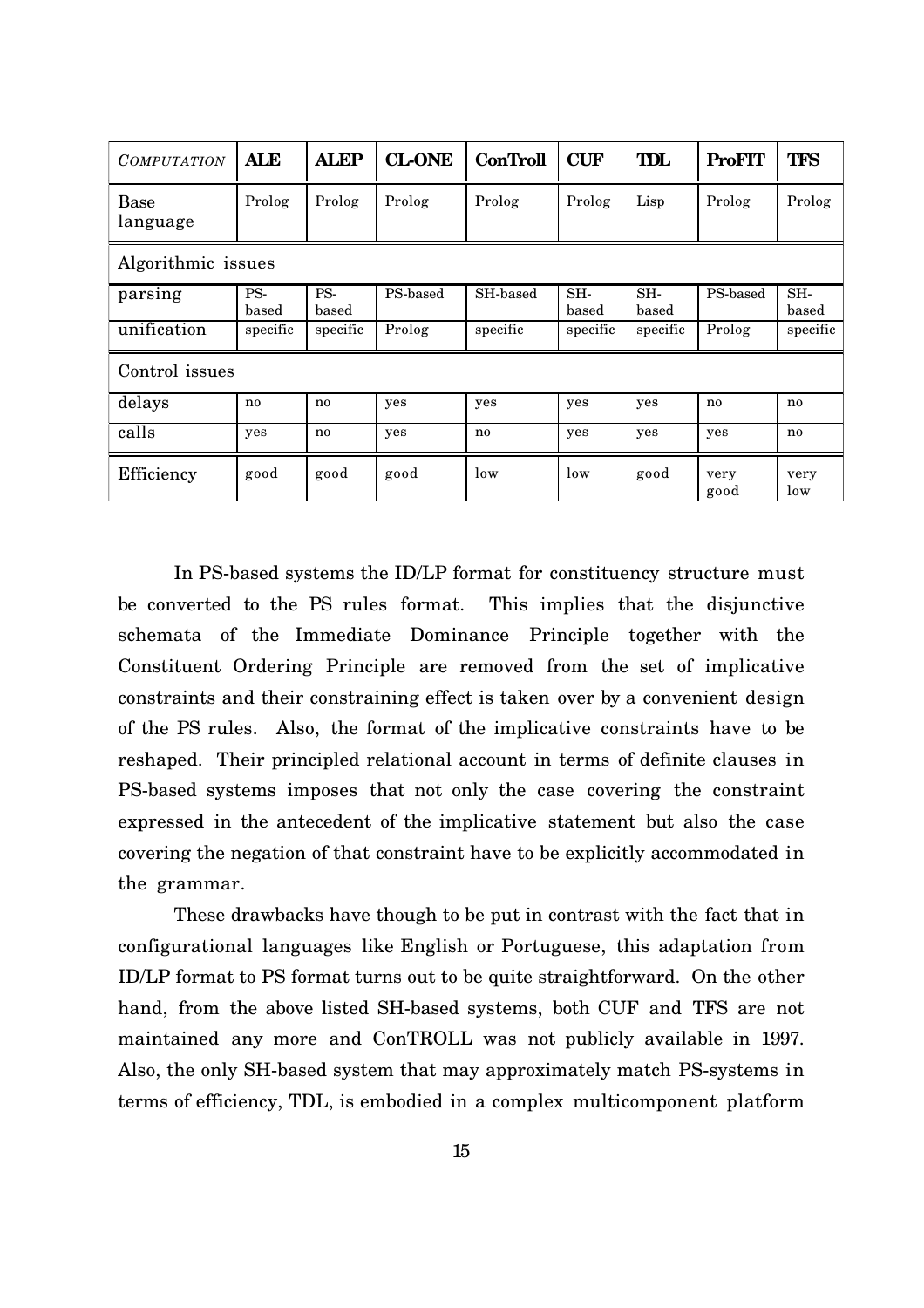| *COMPUTATION* | **ALE** | **ALEP** | **CL-ONE** | **ConTroll** | **CUF** | **TDL** | **ProFIT** | **TFS** |
|---|---|---|---|---|---|---|---|---|
| Base language | Prolog | Prolog | Prolog | Prolog | Prolog | Lisp | Prolog | Prolog |
| Algorithmic issues | | | | | | | | |
| parsing | PS-based | PS-based | PS-based | SH-based | SH-based | SH-based | PS-based | SH-based |
| unification | specific | specific | Prolog | specific | specific | specific | Prolog | specific |
| Control issues | | | | | | | | |
| delays | no | no | yes | yes | yes | yes | no | no |
| calls | yes | no | yes | no | yes | yes | yes | no |
| Efficiency | good | good | good | low | low | good | very good | very low |

In PS-based systems the ID/LP format for constituency structure must be converted to the PS rules format. This implies that the disjunctive schemata of the Immediate Dominance Principle together with the Constituent Ordering Principle are removed from the set of implicative constraints and their constraining effect is taken over by a convenient design of the PS rules. Also, the format of the implicative constraints have to be reshaped. Their principled relational account in terms of definite clauses in PS-based systems imposes that not only the case covering the constraint expressed in the antecedent of the implicative statement but also the case covering the negation of that constraint have to be explicitly accommodated in the grammar.

These drawbacks have though to be put in contrast with the fact that in configurational languages like English or Portuguese, this adaptation from ID/LP format to PS format turns out to be quite straightforward. On the other hand, from the above listed SH-based systems, both CUF and TFS are not maintained any more and ConTROLL was not publicly available in 1997. Also, the only SH-based system that may approximately match PS-systems in terms of efficiency, TDL, is embodied in a complex multicomponent platform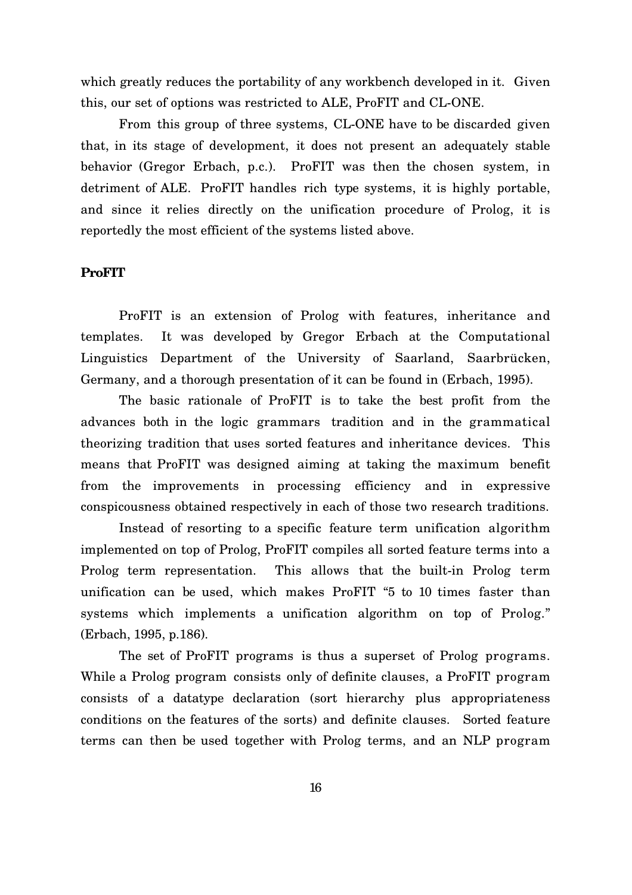which greatly reduces the portability of any workbench developed in it. Given this, our set of options was restricted to ALE, ProFIT and CL-ONE.

From this group of three systems, CL-ONE have to be discarded given that, in its stage of development, it does not present an adequately stable behavior (Gregor Erbach, p.c.). ProFIT was then the chosen system, in detriment of ALE. ProFIT handles rich type systems, it is highly portable, and since it relies directly on the unification procedure of Prolog, it is reportedly the most efficient of the systems listed above.

**ProFIT**

ProFIT is an extension of Prolog with features, inheritance and templates. It was developed by Gregor Erbach at the Computational Linguistics Department of the University of Saarland, Saarbrücken, Germany, and a thorough presentation of it can be found in (Erbach, 1995).

The basic rationale of ProFIT is to take the best profit from the advances both in the logic grammars tradition and in the grammatical theorizing tradition that uses sorted features and inheritance devices. This means that ProFIT was designed aiming at taking the maximum benefit from the improvements in processing efficiency and in expressive conspicousness obtained respectively in each of those two research traditions.

Instead of resorting to a specific feature term unification algorithm implemented on top of Prolog, ProFIT compiles all sorted feature terms into a Prolog term representation. This allows that the built-in Prolog term unification can be used, which makes ProFIT "5 to 10 times faster than systems which implements a unification algorithm on top of Prolog." (Erbach, 1995, p.186).

The set of ProFIT programs is thus a superset of Prolog programs. While a Prolog program consists only of definite clauses, a ProFIT program consists of a datatype declaration (sort hierarchy plus appropriateness conditions on the features of the sorts) and definite clauses. Sorted feature terms can then be used together with Prolog terms, and an NLP program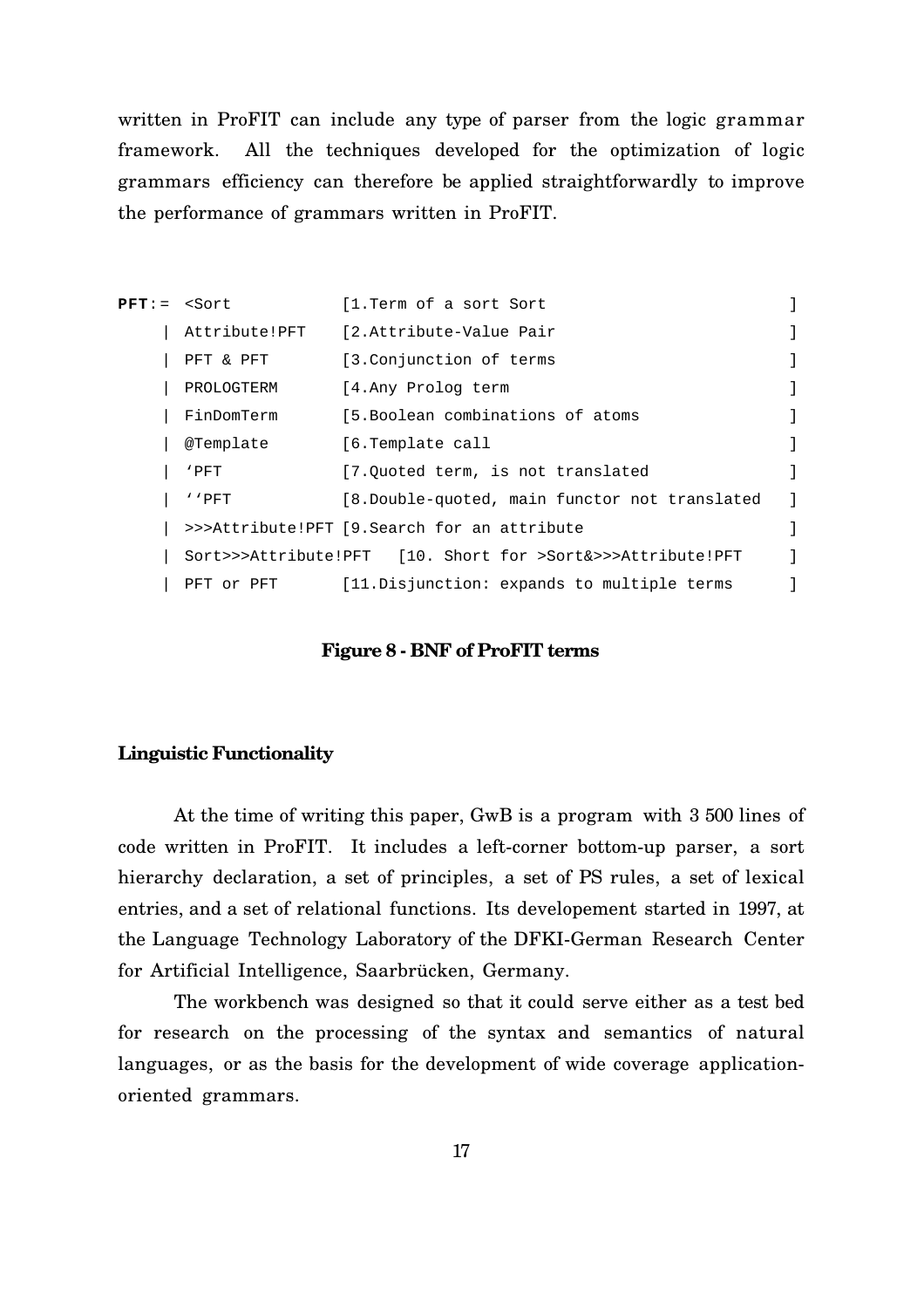written in ProFIT can include any type of parser from the logic grammar framework. All the techniques developed for the optimization of logic grammars efficiency can therefore be applied straightforwardly to improve the performance of grammars written in ProFIT.

```
PFT:= <Sort            [1.Term of a sort Sort                             ]
    | Attribute!PFT    [2.Attribute-Value Pair                            ]
    | PFT & PFT        [3.Conjunction of terms                            ]
    | PROLOGTERM       [4.Any Prolog term                                 ]
    | FinDomTerm       [5.Boolean combinations of atoms                   ]
    | @Template        [6.Template call                                   ]
    | 'PFT             [7.Quoted term, is not translated                  ]
    | ''PFT            [8.Double-quoted, main functor not translated      ]
    | >>>Attribute!PFT [9.Search for an attribute                         ]
    | Sort>>>Attribute!PFT   [10. Short for >Sort&>>>Attribute!PFT        ]
    | PFT or PFT       [11.Disjunction: expands to multiple terms         ]
```

**Figure 8 - BNF of ProFIT terms**

## Linguistic Functionality

At the time of writing this paper, GwB is a program with 3 500 lines of code written in ProFIT. It includes a left-corner bottom-up parser, a sort hierarchy declaration, a set of principles, a set of PS rules, a set of lexical entries, and a set of relational functions. Its developement started in 1997, at the Language Technology Laboratory of the DFKI-German Research Center for Artificial Intelligence, Saarbrücken, Germany.

The workbench was designed so that it could serve either as a test bed for research on the processing of the syntax and semantics of natural languages, or as the basis for the development of wide coverage application-oriented grammars.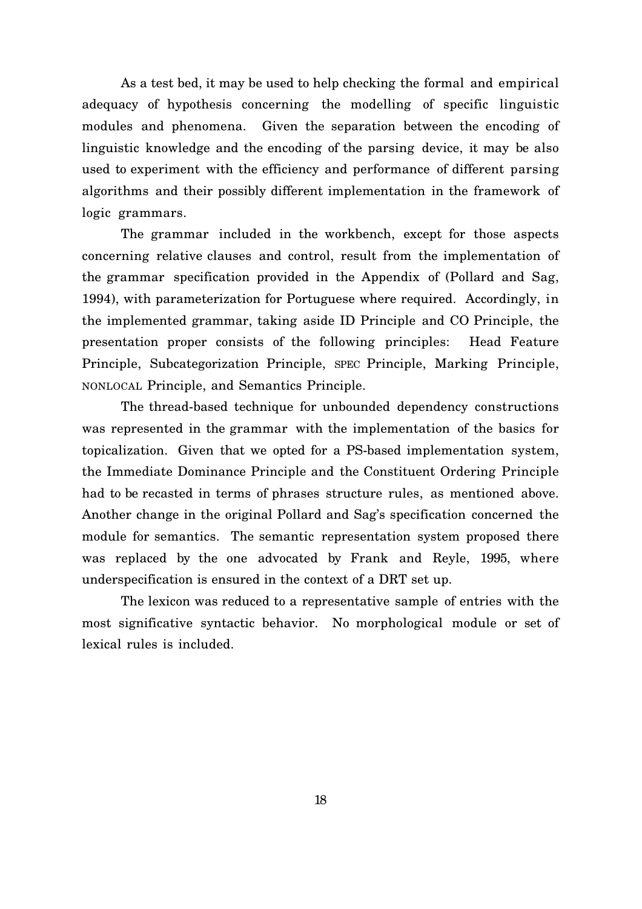As a test bed, it may be used to help checking the formal and empirical adequacy of hypothesis concerning the modelling of specific linguistic modules and phenomena. Given the separation between the encoding of linguistic knowledge and the encoding of the parsing device, it may be also used to experiment with the efficiency and performance of different parsing algorithms and their possibly different implementation in the framework of logic grammars.

The grammar included in the workbench, except for those aspects concerning relative clauses and control, result from the implementation of the grammar specification provided in the Appendix of (Pollard and Sag, 1994), with parameterization for Portuguese where required. Accordingly, in the implemented grammar, taking aside ID Principle and CO Principle, the presentation proper consists of the following principles: Head Feature Principle, Subcategorization Principle, SPEC Principle, Marking Principle, NONLOCAL Principle, and Semantics Principle.

The thread-based technique for unbounded dependency constructions was represented in the grammar with the implementation of the basics for topicalization. Given that we opted for a PS-based implementation system, the Immediate Dominance Principle and the Constituent Ordering Principle had to be recasted in terms of phrases structure rules, as mentioned above. Another change in the original Pollard and Sag's specification concerned the module for semantics. The semantic representation system proposed there was replaced by the one advocated by Frank and Reyle, 1995, where underspecification is ensured in the context of a DRT set up.

The lexicon was reduced to a representative sample of entries with the most significative syntactic behavior. No morphological module or set of lexical rules is included.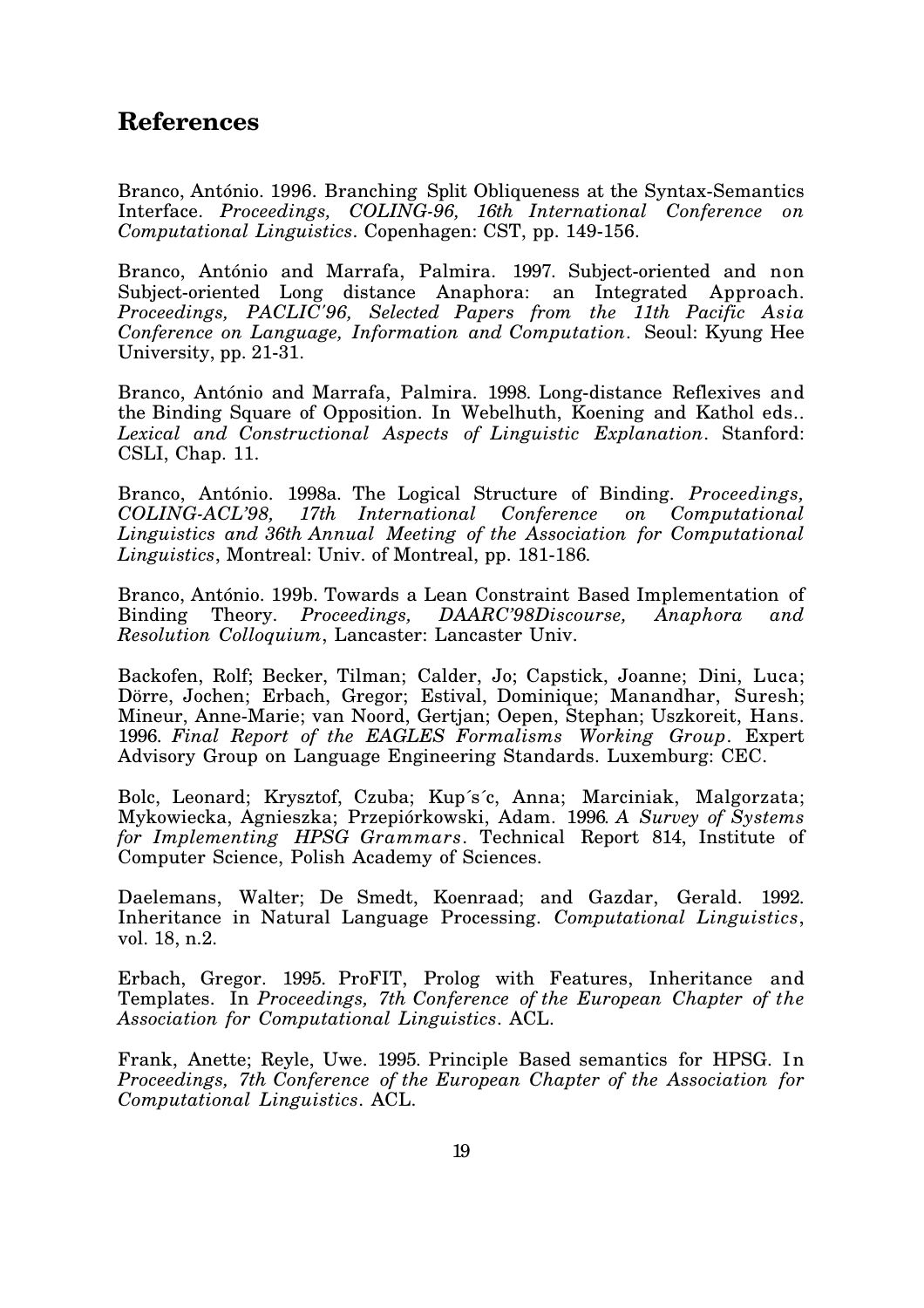## References

Branco, António. 1996. Branching Split Obliqueness at the Syntax-Semantics Interface. *Proceedings, COLING-96, 16th International Conference on Computational Linguistics*. Copenhagen: CST, pp. 149-156.

Branco, António and Marrafa, Palmira. 1997. Subject-oriented and non Subject-oriented Long distance Anaphora: an Integrated Approach. *Proceedings, PACLIC'96, Selected Papers from the 11th Pacific Asia Conference on Language, Information and Computation*. Seoul: Kyung Hee University, pp. 21-31.

Branco, António and Marrafa, Palmira. 1998. Long-distance Reflexives and the Binding Square of Opposition. In Webelhuth, Koening and Kathol eds.. *Lexical and Constructional Aspects of Linguistic Explanation*. Stanford: CSLI, Chap. 11.

Branco, António. 1998a. The Logical Structure of Binding. *Proceedings, COLING-ACL'98, 17th International Conference on Computational Linguistics and 36th Annual Meeting of the Association for Computational Linguistics*, Montreal: Univ. of Montreal, pp. 181-186.

Branco, António. 199b. Towards a Lean Constraint Based Implementation of Binding Theory. *Proceedings, DAARC'98Discourse, Anaphora and Resolution Colloquium*, Lancaster: Lancaster Univ.

Backofen, Rolf; Becker, Tilman; Calder, Jo; Capstick, Joanne; Dini, Luca; Dörre, Jochen; Erbach, Gregor; Estival, Dominique; Manandhar, Suresh; Mineur, Anne-Marie; van Noord, Gertjan; Oepen, Stephan; Uszkoreit, Hans. 1996. *Final Report of the EAGLES Formalisms Working Group*. Expert Advisory Group on Language Engineering Standards. Luxemburg: CEC.

Bolc, Leonard; Krysztof, Czuba; Kup´s´c, Anna; Marciniak, Malgorzata; Mykowiecka, Agnieszka; Przepiórkowski, Adam. 1996. *A Survey of Systems for Implementing HPSG Grammars*. Technical Report 814, Institute of Computer Science, Polish Academy of Sciences.

Daelemans, Walter; De Smedt, Koenraad; and Gazdar, Gerald. 1992. Inheritance in Natural Language Processing. *Computational Linguistics*, vol. 18, n.2.

Erbach, Gregor. 1995. ProFIT, Prolog with Features, Inheritance and Templates. In *Proceedings, 7th Conference of the European Chapter of the Association for Computational Linguistics*. ACL.

Frank, Anette; Reyle, Uwe. 1995. Principle Based semantics for HPSG. In *Proceedings, 7th Conference of the European Chapter of the Association for Computational Linguistics*. ACL.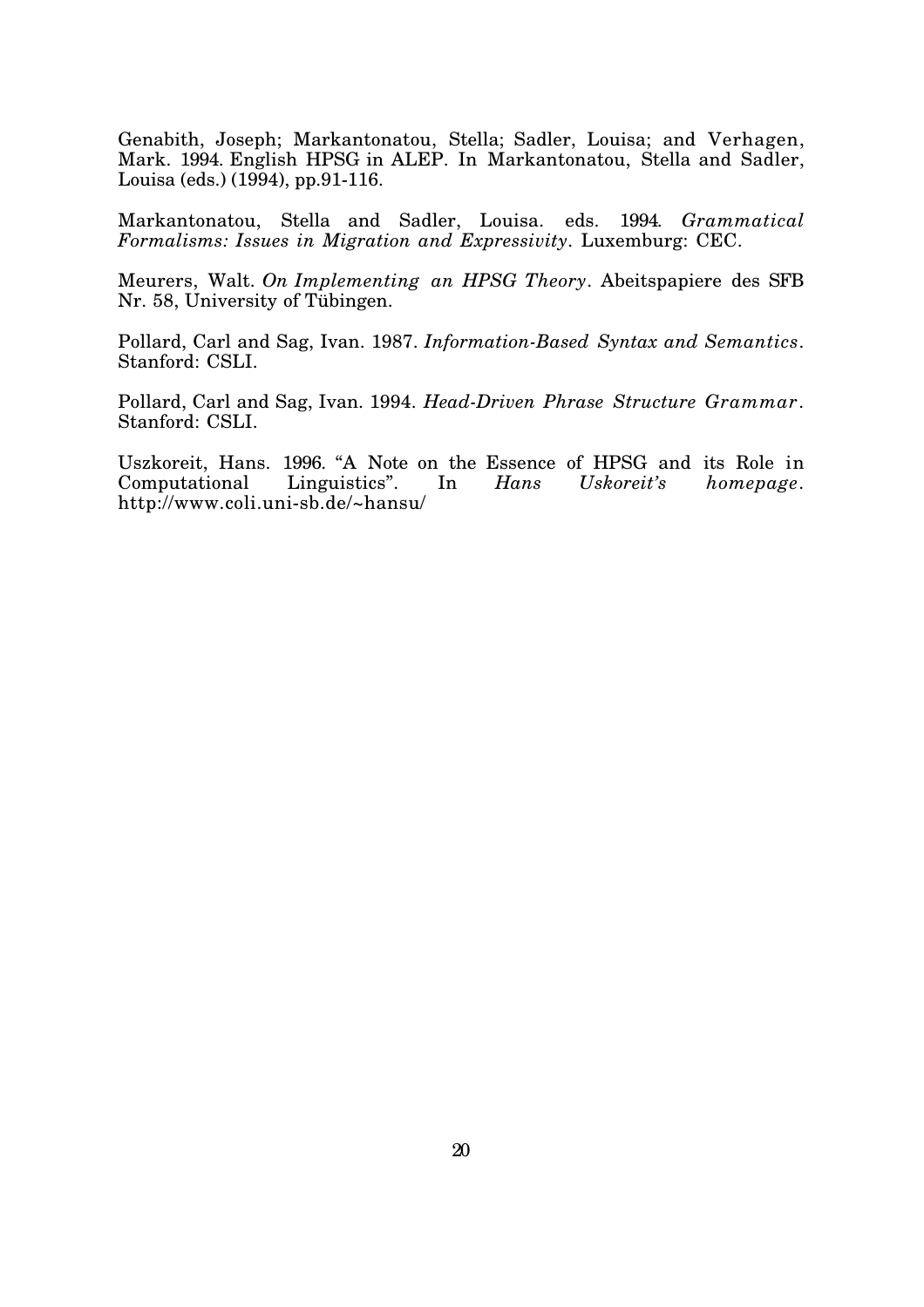Genabith, Joseph; Markantonatou, Stella; Sadler, Louisa; and Verhagen, Mark. 1994. English HPSG in ALEP. In Markantonatou, Stella and Sadler, Louisa (eds.) (1994), pp.91-116.

Markantonatou, Stella and Sadler, Louisa. eds. 1994. *Grammatical Formalisms: Issues in Migration and Expressivity*. Luxemburg: CEC.

Meurers, Walt. *On Implementing an HPSG Theory*. Abeitspapiere des SFB Nr. 58, University of Tübingen.

Pollard, Carl and Sag, Ivan. 1987. *Information-Based Syntax and Semantics*. Stanford: CSLI.

Pollard, Carl and Sag, Ivan. 1994. *Head-Driven Phrase Structure Grammar*. Stanford: CSLI.

Uszkoreit, Hans. 1996. "A Note on the Essence of HPSG and its Role in Computational Linguistics". In *Hans Uskoreit's homepage*. http://www.coli.uni-sb.de/~hansu/